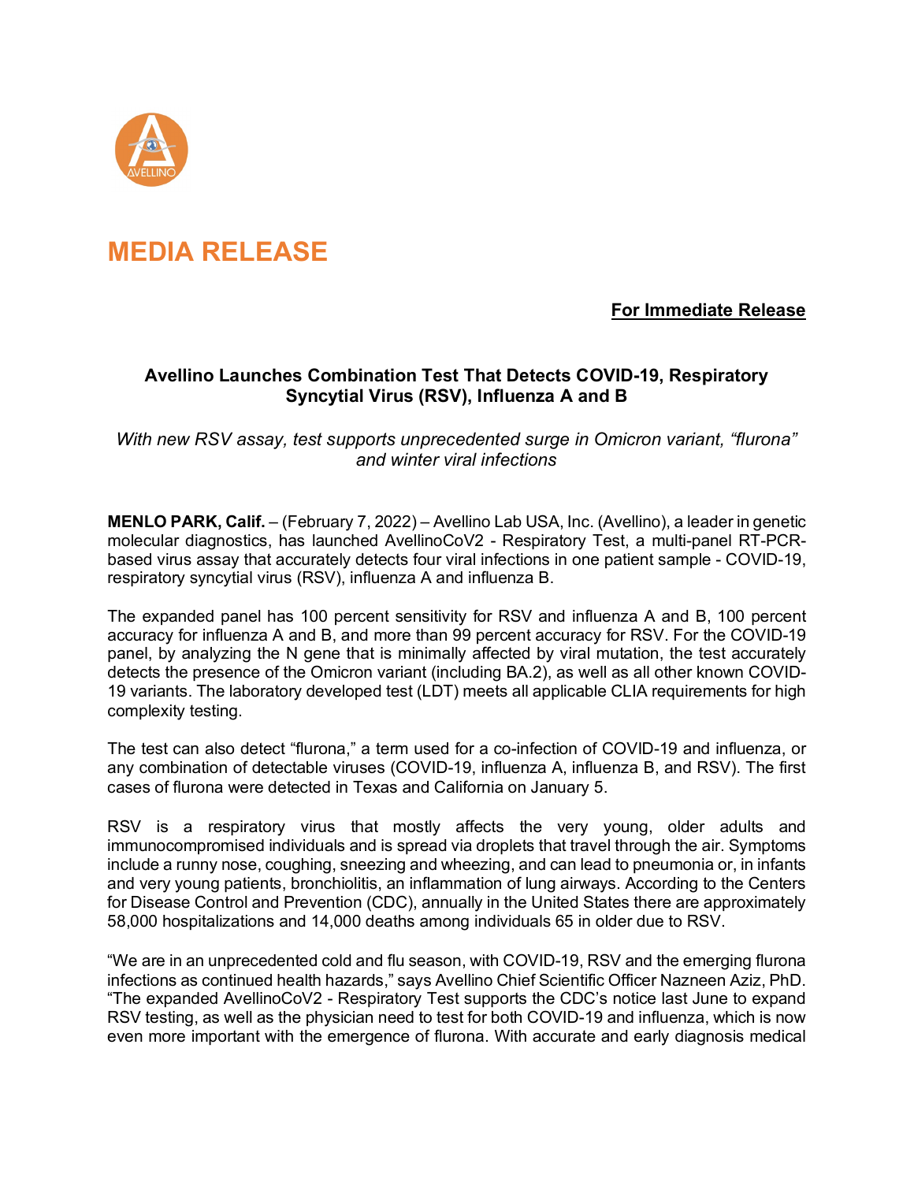# MEDIA RELEASE

**For Immediate Release**

## Avellino Launches Combination Test That Detects COVID-19, Respiratory Syncytial Virus (RSV), Influenza A and B

*With new RSV assay, test supports unprecedented surge in Omicron variant, "flurona" and winter viral infections*

**MENLO PARK, Calif.** – (February 7, 2022) – Avellino Lab USA, Inc. (Avellino), a leader in genetic molecular diagnostics, has launched AvellinoCoV2 - Respiratory Test, a multi-panel RT-PCR-based virus assay that accurately detects four viral infections in one patient sample - COVID-19, respiratory syncytial virus (RSV), influenza A and influenza B.

The expanded panel has 100 percent sensitivity for RSV and influenza A and B, 100 percent accuracy for influenza A and B, and more than 99 percent accuracy for RSV. For the COVID-19 panel, by analyzing the N gene that is minimally affected by viral mutation, the test accurately detects the presence of the Omicron variant (including BA.2), as well as all other known COVID-19 variants. The laboratory developed test (LDT) meets all applicable CLIA requirements for high complexity testing.

The test can also detect "flurona," a term used for a co-infection of COVID-19 and influenza, or any combination of detectable viruses (COVID-19, influenza A, influenza B, and RSV). The first cases of flurona were detected in Texas and California on January 5.

RSV is a respiratory virus that mostly affects the very young, older adults and immunocompromised individuals and is spread via droplets that travel through the air. Symptoms include a runny nose, coughing, sneezing and wheezing, and can lead to pneumonia or, in infants and very young patients, bronchiolitis, an inflammation of lung airways. According to the Centers for Disease Control and Prevention (CDC), annually in the United States there are approximately 58,000 hospitalizations and 14,000 deaths among individuals 65 in older due to RSV.

"We are in an unprecedented cold and flu season, with COVID-19, RSV and the emerging flurona infections as continued health hazards," says Avellino Chief Scientific Officer Nazneen Aziz, PhD. "The expanded AvellinoCoV2 - Respiratory Test supports the CDC's notice last June to expand RSV testing, as well as the physician need to test for both COVID-19 and influenza, which is now even more important with the emergence of flurona. With accurate and early diagnosis medical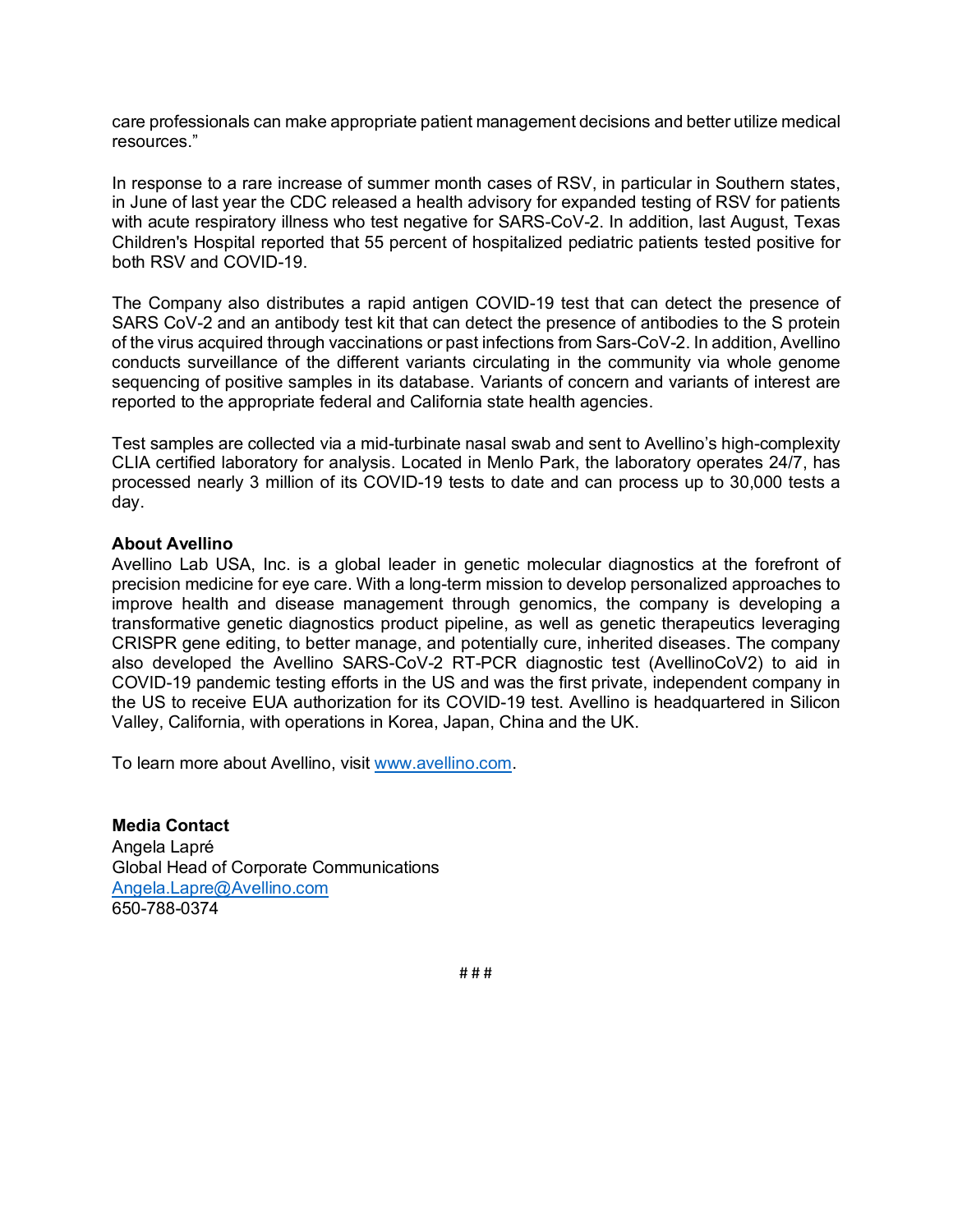care professionals can make appropriate patient management decisions and better utilize medical resources."

In response to a rare increase of summer month cases of RSV, in particular in Southern states, in June of last year the CDC released a health advisory for expanded testing of RSV for patients with acute respiratory illness who test negative for SARS-CoV-2. In addition, last August, Texas Children's Hospital reported that 55 percent of hospitalized pediatric patients tested positive for both RSV and COVID-19.

The Company also distributes a rapid antigen COVID-19 test that can detect the presence of SARS CoV-2 and an antibody test kit that can detect the presence of antibodies to the S protein of the virus acquired through vaccinations or past infections from Sars-CoV-2. In addition, Avellino conducts surveillance of the different variants circulating in the community via whole genome sequencing of positive samples in its database. Variants of concern and variants of interest are reported to the appropriate federal and California state health agencies.

Test samples are collected via a mid-turbinate nasal swab and sent to Avellino's high-complexity CLIA certified laboratory for analysis. Located in Menlo Park, the laboratory operates 24/7, has processed nearly 3 million of its COVID-19 tests to date and can process up to 30,000 tests a day.

**About Avellino**
Avellino Lab USA, Inc. is a global leader in genetic molecular diagnostics at the forefront of precision medicine for eye care. With a long-term mission to develop personalized approaches to improve health and disease management through genomics, the company is developing a transformative genetic diagnostics product pipeline, as well as genetic therapeutics leveraging CRISPR gene editing, to better manage, and potentially cure, inherited diseases. The company also developed the Avellino SARS-CoV-2 RT-PCR diagnostic test (AvellinoCoV2) to aid in COVID-19 pandemic testing efforts in the US and was the first private, independent company in the US to receive EUA authorization for its COVID-19 test. Avellino is headquartered in Silicon Valley, California, with operations in Korea, Japan, China and the UK.

To learn more about Avellino, visit www.avellino.com.

**Media Contact**
Angela Lapré
Global Head of Corporate Communications
Angela.Lapre@Avellino.com
650-788-0374

# # #